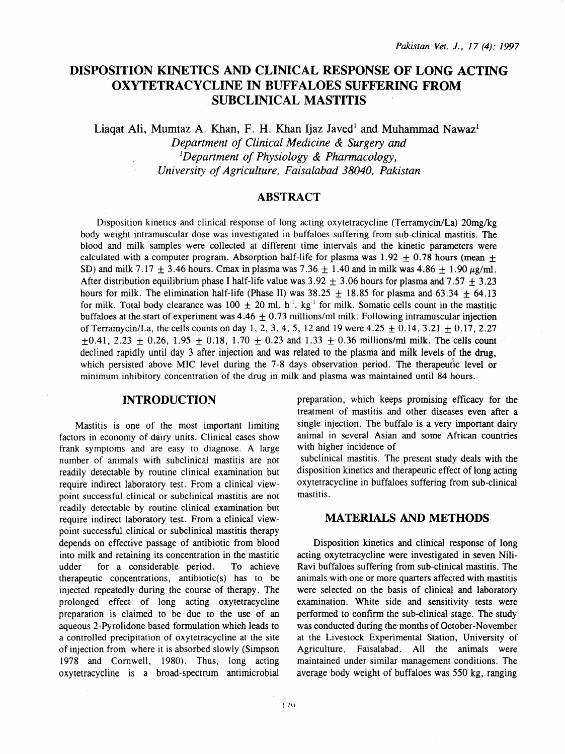# DISPOSITION KINETICS AND CLINICAL RESPONSE OF LONG ACTING OXYTETRACYCLINE IN BUFFALOES SUFFERING FROM SUBCLINICAL MASTITIS

Liaqat Ali, Mumtaz A. Khan, F. H. Khan Ijaz Javed[1] and Muhammad Nawaz[1]

*Department of Clinical Medicine & Surgery and*
*[1]Department of Physiology & Pharmacology,*
*University of Agriculture, Faisalabad 38040, Pakistan*

## ABSTRACT

Disposition kinetics and clinical response of long acting oxytetracycline (Terramycin/La) 20mg/kg body weight intramuscular dose was investigated in buffaloes suffering from sub-clinical mastitis. The blood and milk samples were collected at different time intervals and the kinetic parameters were calculated with a computer program. Absorption half-life for plasma was $1.92 \pm 0.78$ hours (mean $\pm$ SD) and milk $7.17 \pm 3.46$ hours. Cmax in plasma was $7.36 \pm 1.40$ and in milk was $4.86 \pm 1.90$ μg/ml. After distribution equilibrium phase I half-life value was $3.92 \pm 3.06$ hours for plasma and $7.57 \pm 3.23$ hours for milk. The elimination half-life (Phase II) was $38.25 \pm 18.85$ for plasma and $63.34 \pm 64.13$ for milk. Total body clearance was $100 \pm 20$ ml. $h^{-1}$. $kg^{-1}$ for milk. Somatic cells count in the mastitic buffaloes at the start of experiment was $4.46 \pm 0.73$ millions/ml milk. Following intramuscular injection of Terramycin/La, the cells counts on day 1, 2, 3, 4, 5, 12 and 19 were $4.25 \pm 0.14$, $3.21 \pm 0.17$, $2.27 \pm 0.41$, $2.23 \pm 0.26$, $1.95 \pm 0.18$, $1.70 \pm 0.23$ and $1.33 \pm 0.36$ millions/ml milk. The cells count declined rapidly until day 3 after injection and was related to the plasma and milk levels of the drug, which persisted above MIC level during the 7-8 days observation period. The therapeutic level or minimum inhibitory concentration of the drug in milk and plasma was maintained until 84 hours.

## INTRODUCTION

Mastitis is one of the most important limiting factors in economy of dairy units. Clinical cases show frank symptoms and are easy to diagnose. A large number of animals with subclinical mastitis are not readily detectable by routine clinical examination but require indirect laboratory test. From a clinical view-point successful clinical or subclinical mastitis are not readily detectable by routine clinical examination but require indirect laboratory test. From a clinical view-point successful clinical or subclinical mastitis therapy depends on effective passage of antibiotic from blood into milk and retaining its concentration in the mastitic udder for a considerable period. To achieve therapeutic concentrations, antibiotic(s) has to be injected repeatedly during the course of therapy. The prolonged effect of long acting oxytetracycline preparation is claimed to be due to the use of an aqueous 2-Pyrolidone based formulation which leads to a controlled precipitation of oxytetracycline at the site of injection from where it is absorbed slowly (Simpson 1978 and Cornwell, 1980). Thus, long acting oxytetracycline is a broad-spectrum antimicrobial preparation, which keeps promising efficacy for the treatment of mastitis and other diseases even after a single injection. The buffalo is a very important dairy animal in several Asian and some African countries with higher incidence of subclinical mastitis. The present study deals with the disposition kinetics and therapeutic effect of long acting oxytetracycline in buffaloes suffering from sub-clinical mastitis.

## MATERIALS AND METHODS

Disposition kinetics and clinical response of long acting oxytetracycline were investigated in seven Nili-Ravi buffaloes suffering from sub-clinical mastitis. The animals with one or more quarters affected with mastitis were selected on the basis of clinical and laboratory examination. White side and sensitivity tests were performed to confirm the sub-clinical stage. The study was conducted during the months of October-November at the Livestock Experimental Station, University of Agriculture, Faisalabad. All the animals were maintained under similar management conditions. The average body weight of buffaloes was 550 kg, ranging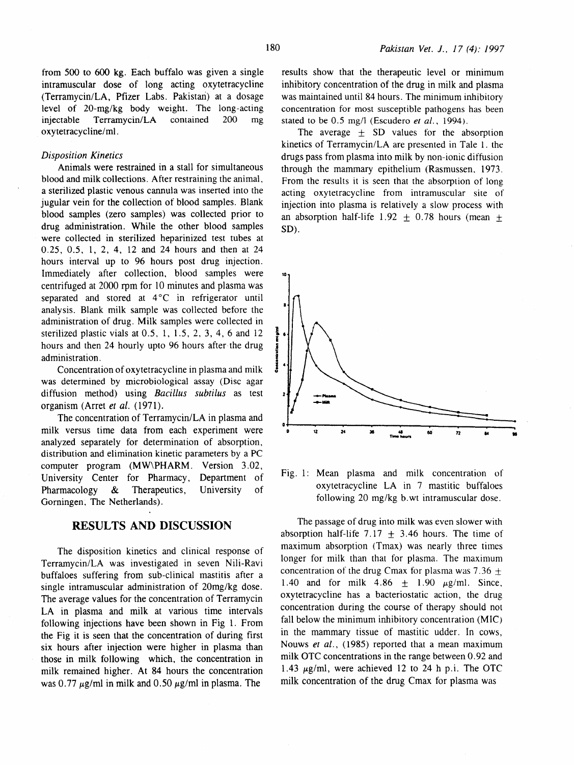from 500 to 600 kg. Each buffalo was given a single intramuscular dose of long acting oxytetracycline (Terramycin/LA, Pfizer Labs. Pakistan) at a dosage level of 20-mg/kg body weight. The long-acting injectable Terramycin/LA contained 200 mg oxytetracycline/ml.

### *Disposition Kinetics*

Animals were restrained in a stall for simultaneous blood and milk collections. After restraining the animal, a sterilized plastic venous cannula was inserted into the jugular vein for the collection of blood samples. Blank blood samples (zero samples) was collected prior to drug administration. While the other blood samples were collected in sterilized heparinized test tubes at 0.25, 0.5, 1, 2, 4, 12 and 24 hours and then at 24 hours interval up to 96 hours post drug injection. Immediately after collection, blood samples were centrifuged at 2000 rpm for 10 minutes and plasma was separated and stored at 4°C in refrigerator until analysis. Blank milk sample was collected before the administration of drug. Milk samples were collected in sterilized plastic vials at 0.5, 1, 1.5, 2, 3, 4, 6 and 12 hours and then 24 hourly upto 96 hours after the drug administration.

Concentration of oxytetracycline in plasma and milk was determined by microbiological assay (Disc agar diffusion method) using *Bacillus subtilus* as test organism (Arret *et al.* (1971).

The concentration of Terramycin/LA in plasma and milk versus time data from each experiment were analyzed separately for determination of absorption, distribution and elimination kinetic parameters by a PC computer program (MW\PHARM. Version 3.02, University Center for Pharmacy, Department of Pharmacology & Therapeutics, University of Gorningen, The Netherlands).

## RESULTS AND DISCUSSION

The disposition kinetics and clinical response of Terramycin/LA was investigated in seven Nili-Ravi buffaloes suffering from sub-clinical mastitis after a single intramuscular administration of 20mg/kg dose. The average values for the concentration of Terramycin LA in plasma and milk at various time intervals following injections have been shown in Fig 1. From the Fig it is seen that the concentration of during first six hours after injection were higher in plasma than those in milk following which, the concentration in milk remained higher. At 84 hours the concentration was 0.77 μg/ml in milk and 0.50 μg/ml in plasma. The results show that the therapeutic level or minimum inhibitory concentration of the drug in milk and plasma was maintained until 84 hours. The minimum inhibitory concentration for most susceptible pathogens has been stated to be 0.5 mg/l (Escudero *et al.*, 1994).

The average ± SD values for the absorption kinetics of Terramycin/LA are presented in Tale 1. the drugs pass from plasma into milk by non-ionic diffusion through the mammary epithelium (Rasmussen, 1973. From the results it is seen that the absorption of long acting oxytetracycline from intramuscular site of injection into plasma is relatively a slow process with an absorption half-life 1.92 ± 0.78 hours (mean ± SD).

Fig. 1: Mean plasma and milk concentration of oxytetracycline LA in 7 mastitic buffaloes following 20 mg/kg b.wt intramuscular dose.

The passage of drug into milk was even slower with absorption half-life 7.17 ± 3.46 hours. The time of maximum absorption (Tmax) was nearly three times longer for milk than that for plasma. The maximum concentration of the drug Cmax for plasma was 7.36 ± 1.40 and for milk 4.86 ± 1.90 μg/ml. Since, oxytetracycline has a bacteriostatic action, the drug concentration during the course of therapy should not fall below the minimum inhibitory concentration (MIC) in the mammary tissue of mastitic udder. In cows, Nouws *et al.*, (1985) reported that a mean maximum milk OTC concentrations in the range between 0.92 and 1.43 μg/ml, were achieved 12 to 24 h p.i. The OTC milk concentration of the drug Cmax for plasma was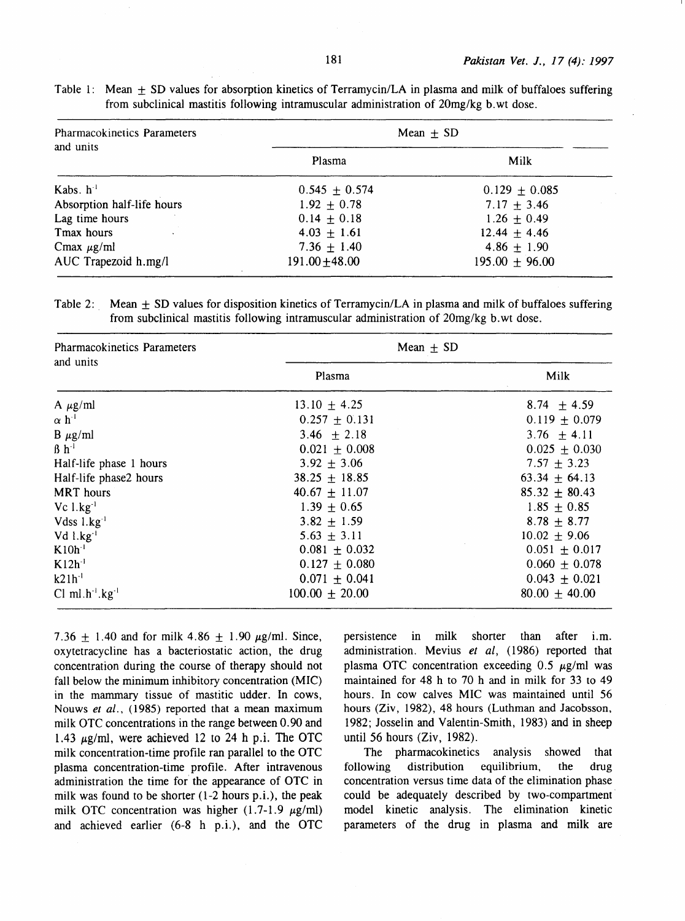Table 1: Mean ± SD values for absorption kinetics of Terramycin/LA in plasma and milk of buffaloes suffering from subclinical mastitis following intramuscular administration of 20mg/kg b.wt dose.

| Pharmacokinetics Parameters and units | Mean ± SD | |
|---|---|---|
| | Plasma | Milk |
| Kabs. $h^{-1}$ | 0.545 ± 0.574 | 0.129 ± 0.085 |
| Absorption half-life hours | 1.92 ± 0.78 | 7.17 ± 3.46 |
| Lag time hours | 0.14 ± 0.18 | 1.26 ± 0.49 |
| Tmax hours | 4.03 ± 1.61 | 12.44 ± 4.46 |
| Cmax μg/ml | 7.36 ± 1.40 | 4.86 ± 1.90 |
| AUC Trapezoid h.mg/l | 191.00±48.00 | 195.00 ± 96.00 |

Table 2: Mean ± SD values for disposition kinetics of Terramycin/LA in plasma and milk of buffaloes suffering from subclinical mastitis following intramuscular administration of 20mg/kg b.wt dose.

| Pharmacokinetics Parameters and units | Mean ± SD | |
|---|---|---|
| | Plasma | Milk |
| A μg/ml | 13.10 ± 4.25 | 8.74 ± 4.59 |
| α $h^{-1}$ | 0.257 ± 0.131 | 0.119 ± 0.079 |
| B μg/ml | 3.46 ± 2.18 | 3.76 ± 4.11 |
| ß $h^{-1}$ | 0.021 ± 0.008 | 0.025 ± 0.030 |
| Half-life phase 1 hours | 3.92 ± 3.06 | 7.57 ± 3.23 |
| Half-life phase2 hours | 38.25 ± 18.85 | 63.34 ± 64.13 |
| MRT hours | 40.67 ± 11.07 | 85.32 ± 80.43 |
| Vc $l.kg^{-1}$ | 1.39 ± 0.65 | 1.85 ± 0.85 |
| Vdss $l.kg^{-1}$ | 3.82 ± 1.59 | 8.78 ± 8.77 |
| Vd $l.kg^{-1}$ | 5.63 ± 3.11 | 10.02 ± 9.06 |
| K10$h^{-1}$ | 0.081 ± 0.032 | 0.051 ± 0.017 |
| K12$h^{-1}$ | 0.127 ± 0.080 | 0.060 ± 0.078 |
| k21$h^{-1}$ | 0.071 ± 0.041 | 0.043 ± 0.021 |
| Cl $ml.h^{-1}.kg^{-1}$ | 100.00 ± 20.00 | 80.00 ± 40.00 |

7.36 ± 1.40 and for milk 4.86 ± 1.90 μg/ml. Since, oxytetracycline has a bacteriostatic action, the drug concentration during the course of therapy should not fall below the minimum inhibitory concentration (MIC) in the mammary tissue of mastitic udder. In cows, Nouws *et al*., (1985) reported that a mean maximum milk OTC concentrations in the range between 0.90 and 1.43 μg/ml, were achieved 12 to 24 h p.i. The OTC milk concentration-time profile ran parallel to the OTC plasma concentration-time profile. After intravenous administration the time for the appearance of OTC in milk was found to be shorter (1-2 hours p.i.), the peak milk OTC concentration was higher (1.7-1.9 μg/ml) and achieved earlier (6-8 h p.i.), and the OTC persistence in milk shorter than after i.m. administration. Mevius *et al*, (1986) reported that plasma OTC concentration exceeding 0.5 μg/ml was maintained for 48 h to 70 h and in milk for 33 to 49 hours. In cow calves MIC was maintained until 56 hours (Ziv, 1982), 48 hours (Luthman and Jacobsson, 1982; Josselin and Valentin-Smith, 1983) and in sheep until 56 hours (Ziv, 1982).

The pharmacokinetics analysis showed that following distribution equilibrium, the drug concentration versus time data of the elimination phase could be adequately described by two-compartment model kinetic analysis. The elimination kinetic parameters of the drug in plasma and milk are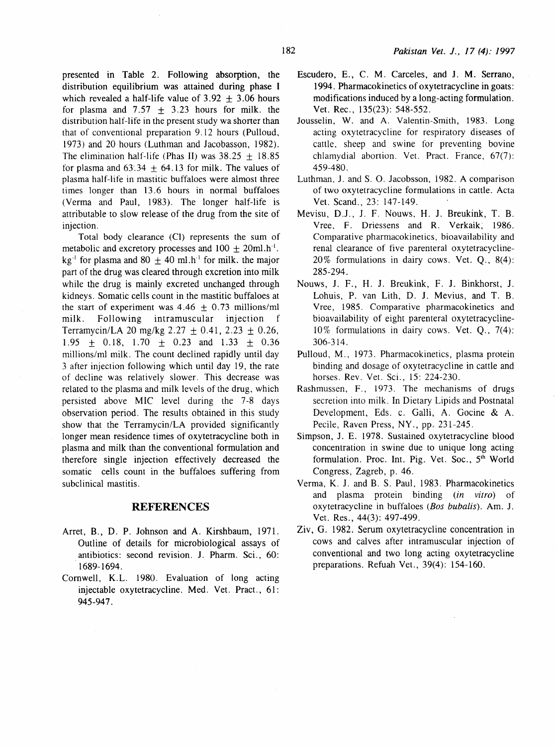presented in Table 2. Following absorption, the distribution equilibrium was attained during phase I which revealed a half-life value of 3.92 $\pm$ 3.06 hours for plasma and 7.57 $\pm$ 3.23 hours for milk. the distribution half-life in the present study wa shorter than that of conventional preparation 9.12 hours (Pulloud, 1973) and 20 hours (Luthman and Jacobasson, 1982). The elimination half-life (Phas II) was 38.25 $\pm$ 18.85 for plasma and 63.34 $\pm$ 64.13 for milk. The values of plasma half-life in mastitic buffaloes were almost three times longer than 13.6 hours in normal buffaloes (Verma and Paul, 1983). The longer half-life is attributable to slow release of the drug from the site of injection.

Total body clearance (Cl) represents the sum of metabolic and excretory processes and 100 $\pm$ 20ml.h$^{-1}$.kg$^{-1}$ for plasma and 80 $\pm$ 40 ml.h$^{-1}$ for milk. the major part of the drug was cleared through excretion into milk while the drug is mainly excreted unchanged through kidneys. Somatic cells count in the mastitic buffaloes at the start of experiment was 4.46 $\pm$ 0.73 millions/ml milk. Following intramuscular injection f Terramycin/LA 20 mg/kg 2.27 $\pm$ 0.41, 2.23 $\pm$ 0.26, 1.95 $\pm$ 0.18, 1.70 $\pm$ 0.23 and 1.33 $\pm$ 0.36 millions/ml milk. The count declined rapidly until day 3 after injection following which until day 19, the rate of decline was relatively slower. This decrease was related to the plasma and milk levels of the drug, which persisted above MIC level during the 7-8 days observation period. The results obtained in this study show that the Terramycin/LA provided significantly longer mean residence times of oxytetracycline both in plasma and milk than the conventional formulation and therefore single injection effectively decreased the somatic cells count in the buffaloes suffering from subclinical mastitis.

## REFERENCES

Arret, B., D. P. Johnson and A. Kirshbaum, 1971. Outline of details for microbiological assays of antibiotics: second revision. J. Pharm. Sci., 60: 1689-1694.

Cornwell, K.L. 1980. Evaluation of long acting injectable oxytetracycline. Med. Vet. Pract., 61: 945-947.

Escudero, E., C. M. Carceles, and J. M. Serrano, 1994. Pharmacokinetics of oxytetracycline in goats: modifications induced by a long-acting formulation. Vet. Rec., 135(23): 548-552.

Jousselin, W. and A. Valentin-Smith, 1983. Long acting oxytetracycline for respiratory diseases of cattle, sheep and swine for preventing bovine chlamydial abortion. Vet. Pract. France, 67(7): 459-480.

Luthman, J. and S. O. Jacobsson, 1982. A comparison of two oxytetracycline formulations in cattle. Acta Vet. Scand., 23: 147-149.

Mevisu, D.J., J. F. Nouws, H. J. Breukink, T. B. Vree, F. Driessens and R. Verkaik, 1986. Comparative pharmacokinetics, bioavailability and renal clearance of five parenteral oxytetracycline-20% formulations in dairy cows. Vet. Q., 8(4): 285-294.

Nouws, J. F., H. J. Breukink, F. J. Binkhorst, J. Lohuis, P. van Lith, D. J. Mevius, and T. B. Vree, 1985. Comparative pharmacokinetics and bioavailability of eight parenteral oxytetracycline-10% formulations in dairy cows. Vet. Q., 7(4): 306-314.

Pulloud, M., 1973. Pharmacokinetics, plasma protein binding and dosage of oxytetracycline in cattle and horses. Rev. Vet. Sci., 15: 224-230.

Rashmussen, F., 1973. The mechanisms of drugs secretion into milk. In Dietary Lipids and Postnatal Development, Eds. c. Galli, A. Gocine & A. Pecile, Raven Press, NY., pp. 231-245.

Simpson, J. E. 1978. Sustained oxytetracycline blood concentration in swine due to unique long acting formulation. Proc. Int. Pig. Vet. Soc., 5th World Congress, Zagreb, p. 46.

Verma, K. J. and B. S. Paul, 1983. Pharmacokinetics and plasma protein binding (*in vitro*) of oxytetracycline in buffaloes (*Bos bubalis*). Am. J. Vet. Res., 44(3): 497-499.

Ziv, G. 1982. Serum oxytetracycline concentration in cows and calves after intramuscular injection of conventional and two long acting oxytetracycline preparations. Refuah Vet., 39(4): 154-160.